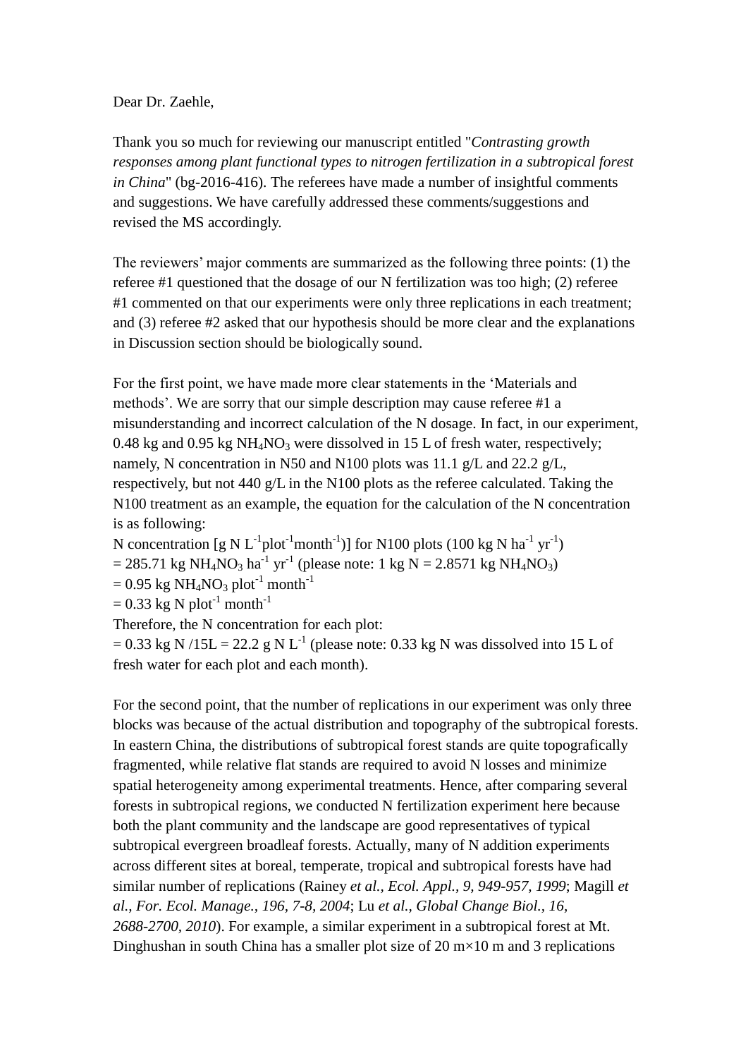Dear Dr. Zaehle,

Thank you so much for reviewing our manuscript entitled "*Contrasting growth responses among plant functional types to nitrogen fertilization in a subtropical forest in China*" (bg-2016-416). The referees have made a number of insightful comments and suggestions. We have carefully addressed these comments/suggestions and revised the MS accordingly.

The reviewers' major comments are summarized as the following three points: (1) the referee #1 questioned that the dosage of our N fertilization was too high; (2) referee #1 commented on that our experiments were only three replications in each treatment; and (3) referee #2 asked that our hypothesis should be more clear and the explanations in Discussion section should be biologically sound.

For the first point, we have made more clear statements in the 'Materials and methods'. We are sorry that our simple description may cause referee #1 a misunderstanding and incorrect calculation of the N dosage. In fact, in our experiment, 0.48 kg and 0.95 kg $NH_4NO_3$ were dissolved in 15 L of fresh water, respectively; namely, N concentration in N50 and N100 plots was 11.1 g/L and 22.2 g/L, respectively, but not 440 g/L in the N100 plots as the referee calculated. Taking the N100 treatment as an example, the equation for the calculation of the N concentration is as following:

N concentration [g N $L^{-1}$plot$^{-1}$month$^{-1}$)] for N100 plots (100 kg N ha$^{-1}$ yr$^{-1}$)

= 285.71 kg $NH_4NO_3$ ha$^{-1}$ yr$^{-1}$ (please note: 1 kg N = 2.8571 kg $NH_4NO_3$)

= 0.95 kg $NH_4NO_3$ plot$^{-1}$ month$^{-1}$

= 0.33 kg N plot$^{-1}$ month$^{-1}$

Therefore, the N concentration for each plot:

= 0.33 kg N /15L = 22.2 g N $L^{-1}$ (please note: 0.33 kg N was dissolved into 15 L of fresh water for each plot and each month).

For the second point, that the number of replications in our experiment was only three blocks was because of the actual distribution and topography of the subtropical forests. In eastern China, the distributions of subtropical forest stands are quite topografically fragmented, while relative flat stands are required to avoid N losses and minimize spatial heterogeneity among experimental treatments. Hence, after comparing several forests in subtropical regions, we conducted N fertilization experiment here because both the plant community and the landscape are good representatives of typical subtropical evergreen broadleaf forests. Actually, many of N addition experiments across different sites at boreal, temperate, tropical and subtropical forests have had similar number of replications (Rainey *et al., Ecol. Appl., 9, 949-957, 1999*; Magill *et al., For. Ecol. Manage., 196, 7-8, 2004*; Lu *et al., Global Change Biol., 16, 2688-2700, 2010*). For example, a similar experiment in a subtropical forest at Mt. Dinghushan in south China has a smaller plot size of 20 m×10 m and 3 replications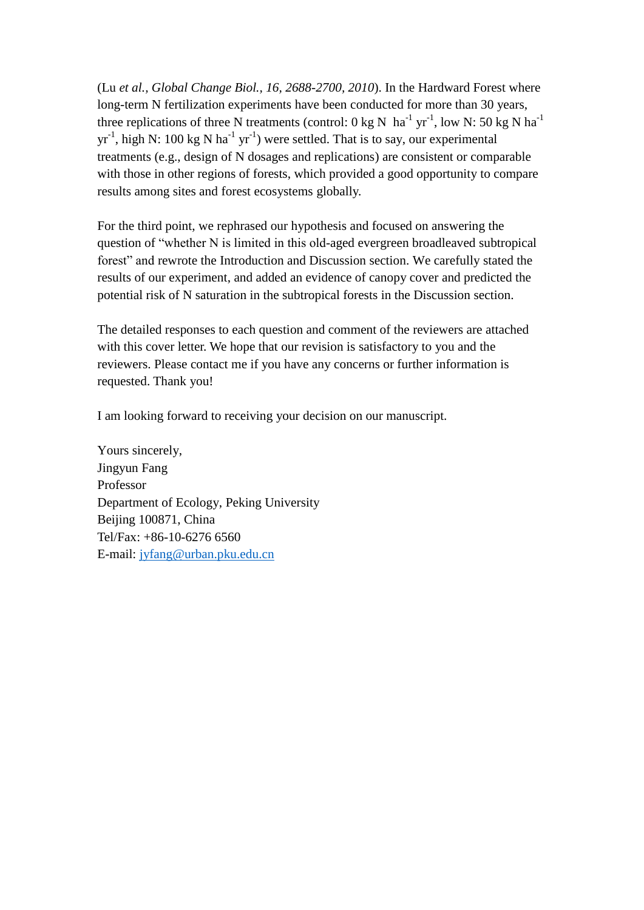(Lu *et al.*, *Global Change Biol., 16, 2688-2700, 2010*). In the Hardward Forest where long-term N fertilization experiments have been conducted for more than 30 years, three replications of three N treatments (control: 0 kg N $ha^{-1}$ $yr^{-1}$, low N: 50 kg N $ha^{-1}$ $yr^{-1}$, high N: 100 kg N $ha^{-1}$ $yr^{-1}$) were settled. That is to say, our experimental treatments (e.g., design of N dosages and replications) are consistent or comparable with those in other regions of forests, which provided a good opportunity to compare results among sites and forest ecosystems globally.

For the third point, we rephrased our hypothesis and focused on answering the question of "whether N is limited in this old-aged evergreen broadleaved subtropical forest" and rewrote the Introduction and Discussion section. We carefully stated the results of our experiment, and added an evidence of canopy cover and predicted the potential risk of N saturation in the subtropical forests in the Discussion section.

The detailed responses to each question and comment of the reviewers are attached with this cover letter. We hope that our revision is satisfactory to you and the reviewers. Please contact me if you have any concerns or further information is requested. Thank you!

I am looking forward to receiving your decision on our manuscript.

Yours sincerely,
Jingyun Fang
Professor
Department of Ecology, Peking University
Beijing 100871, China
Tel/Fax: +86-10-6276 6560
E-mail: jyfang@urban.pku.edu.cn